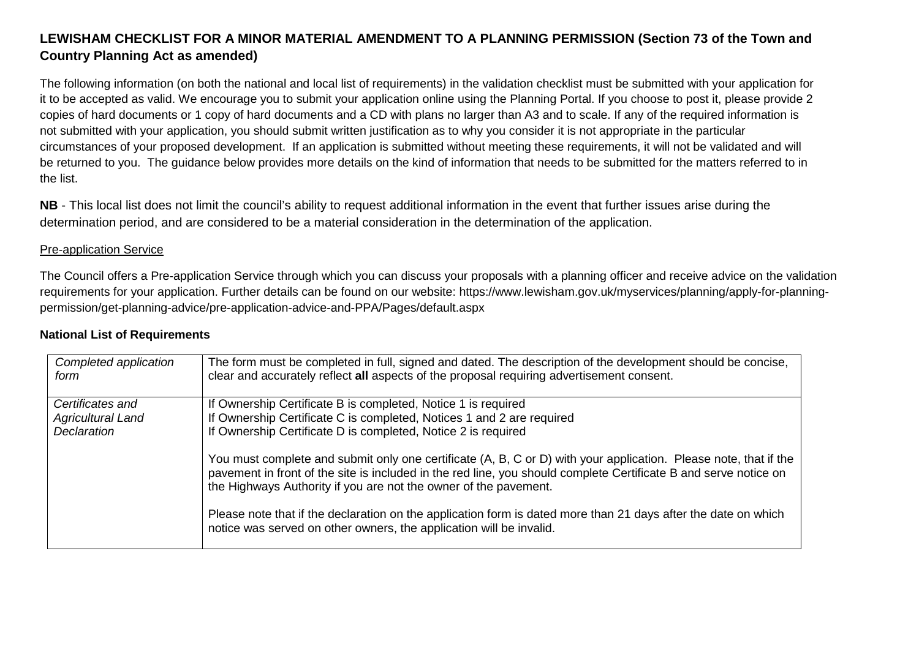# LEWISHAM CHECKLIST FOR A MINOR MATERIAL AMENDMENT TO A PLANNING PERMISSION (Section 73 of the Town and Country Planning Act as amended)

The following information (on both the national and local list of requirements) in the validation checklist must be submitted with your application for it to be accepted as valid. We encourage you to submit your application online using the Planning Portal. If you choose to post it, please provide 2 copies of hard documents or 1 copy of hard documents and a CD with plans no larger than A3 and to scale. If any of the required information is not submitted with your application, you should submit written justification as to why you consider it is not appropriate in the particular circumstances of your proposed development. If an application is submitted without meeting these requirements, it will not be validated and will be returned to you. The guidance below provides more details on the kind of information that needs to be submitted for the matters referred to in the list.

**NB** - This local list does not limit the council's ability to request additional information in the event that further issues arise during the determination period, and are considered to be a material consideration in the determination of the application.

<u>Pre-application Service</u>

The Council offers a Pre-application Service through which you can discuss your proposals with a planning officer and receive advice on the validation requirements for your application. Further details can be found on our website: https://www.lewisham.gov.uk/myservices/planning/apply-for-planning-permission/get-planning-advice/pre-application-advice-and-PPA/Pages/default.aspx

**National List of Requirements**

| | |
|---|---|
| *Completed application form* | The form must be completed in full, signed and dated. The description of the development should be concise, clear and accurately reflect **all** aspects of the proposal requiring advertisement consent. |
| *Certificates and Agricultural Land Declaration* | If Ownership Certificate B is completed, Notice 1 is required<br>If Ownership Certificate C is completed, Notices 1 and 2 are required<br>If Ownership Certificate D is completed, Notice 2 is required<br><br>You must complete and submit only one certificate (A, B, C or D) with your application. Please note, that if the pavement in front of the site is included in the red line, you should complete Certificate B and serve notice on the Highways Authority if you are not the owner of the pavement.<br><br>Please note that if the declaration on the application form is dated more than 21 days after the date on which notice was served on other owners, the application will be invalid. |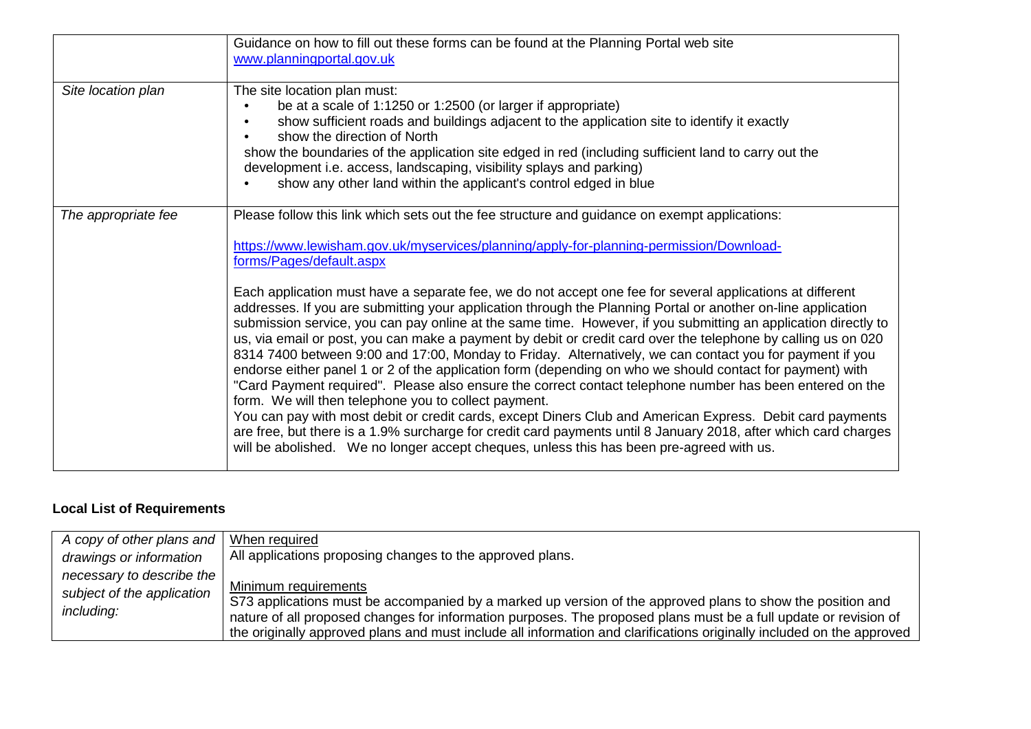| | |
|---|---|
| | Guidance on how to fill out these forms can be found at the Planning Portal web site [www.planningportal.gov.uk](www.planningportal.gov.uk) |
| *Site location plan* | The site location plan must:<br>• be at a scale of 1:1250 or 1:2500 (or larger if appropriate)<br>• show sufficient roads and buildings adjacent to the application site to identify it exactly<br>• show the direction of North<br>show the boundaries of the application site edged in red (including sufficient land to carry out the development i.e. access, landscaping, visibility splays and parking)<br>• show any other land within the applicant's control edged in blue |
| *The appropriate fee* | Please follow this link which sets out the fee structure and guidance on exempt applications:<br><br>[https://www.lewisham.gov.uk/myservices/planning/apply-for-planning-permission/Download-forms/Pages/default.aspx](https://www.lewisham.gov.uk/myservices/planning/apply-for-planning-permission/Download-forms/Pages/default.aspx)<br><br>Each application must have a separate fee, we do not accept one fee for several applications at different addresses. If you are submitting your application through the Planning Portal or another on-line application submission service, you can pay online at the same time. However, if you submitting an application directly to us, via email or post, you can make a payment by debit or credit card over the telephone by calling us on 020 8314 7400 between 9:00 and 17:00, Monday to Friday. Alternatively, we can contact you for payment if you endorse either panel 1 or 2 of the application form (depending on who we should contact for payment) with "Card Payment required". Please also ensure the correct contact telephone number has been entered on the form. We will then telephone you to collect payment.<br>You can pay with most debit or credit cards, except Diners Club and American Express. Debit card payments are free, but there is a 1.9% surcharge for credit card payments until 8 January 2018, after which card charges will be abolished. We no longer accept cheques, unless this has been pre-agreed with us. |

**Local List of Requirements**

| | |
|---|---|
| *A copy of other plans and drawings or information necessary to describe the subject of the application including:* | <u>When required</u><br>All applications proposing changes to the approved plans.<br><br><u>Minimum requirements</u><br>S73 applications must be accompanied by a marked up version of the approved plans to show the position and nature of all proposed changes for information purposes. The proposed plans must be a full update or revision of the originally approved plans and must include all information and clarifications originally included on the approved |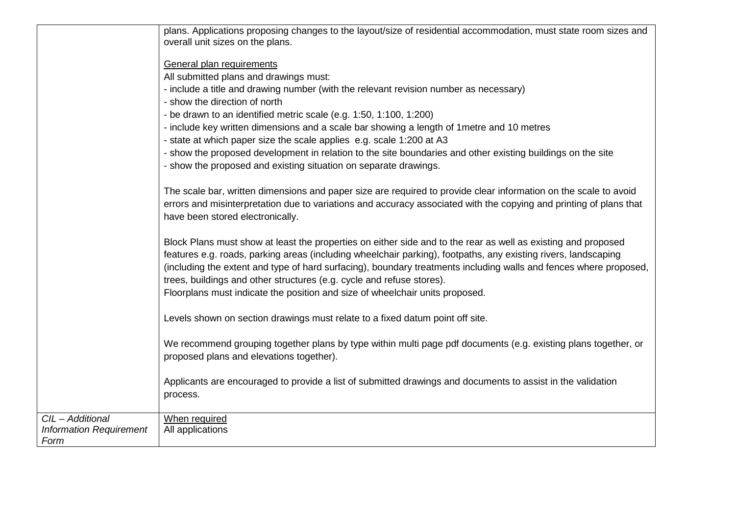| | |
|---|---|
| | plans. Applications proposing changes to the layout/size of residential accommodation, must state room sizes and overall unit sizes on the plans.<br><br><u>General plan requirements</u><br>All submitted plans and drawings must:<br>- include a title and drawing number (with the relevant revision number as necessary)<br>- show the direction of north<br>- be drawn to an identified metric scale (e.g. 1:50, 1:100, 1:200)<br>- include key written dimensions and a scale bar showing a length of 1metre and 10 metres<br>- state at which paper size the scale applies e.g. scale 1:200 at A3<br>- show the proposed development in relation to the site boundaries and other existing buildings on the site<br>- show the proposed and existing situation on separate drawings.<br><br>The scale bar, written dimensions and paper size are required to provide clear information on the scale to avoid errors and misinterpretation due to variations and accuracy associated with the copying and printing of plans that have been stored electronically.<br><br>Block Plans must show at least the properties on either side and to the rear as well as existing and proposed features e.g. roads, parking areas (including wheelchair parking), footpaths, any existing rivers, landscaping (including the extent and type of hard surfacing), boundary treatments including walls and fences where proposed, trees, buildings and other structures (e.g. cycle and refuse stores).<br>Floorplans must indicate the position and size of wheelchair units proposed.<br><br>Levels shown on section drawings must relate to a fixed datum point off site.<br><br>We recommend grouping together plans by type within multi page pdf documents (e.g. existing plans together, or proposed plans and elevations together).<br><br>Applicants are encouraged to provide a list of submitted drawings and documents to assist in the validation process. |
| *CIL – Additional Information Requirement Form* | <u>When required</u><br>All applications |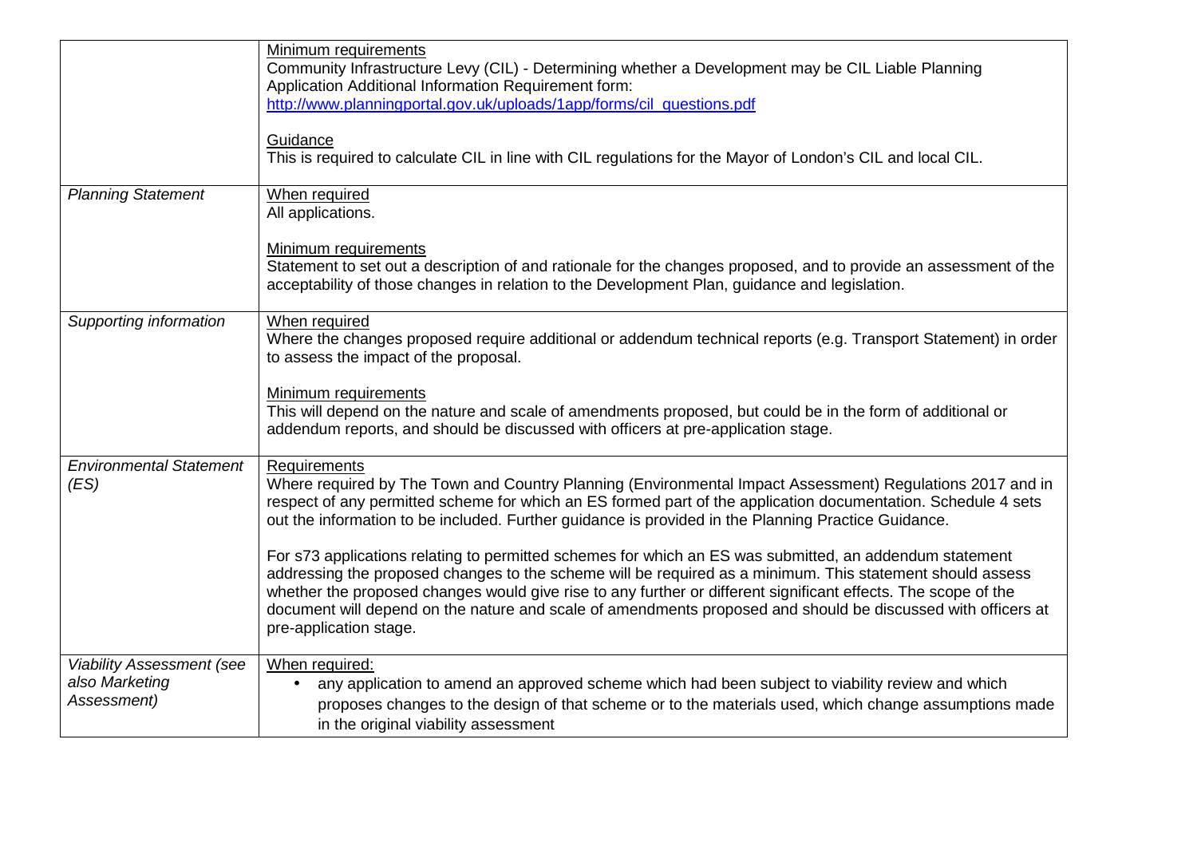| | |
|---|---|
| | <u>Minimum requirements</u><br>Community Infrastructure Levy (CIL) - Determining whether a Development may be CIL Liable Planning Application Additional Information Requirement form:<br>http://www.planningportal.gov.uk/uploads/1app/forms/cil_questions.pdf<br><br><u>Guidance</u><br>This is required to calculate CIL in line with CIL regulations for the Mayor of London's CIL and local CIL. |
| *Planning Statement* | <u>When required</u><br>All applications.<br><br><u>Minimum requirements</u><br>Statement to set out a description of and rationale for the changes proposed, and to provide an assessment of the acceptability of those changes in relation to the Development Plan, guidance and legislation. |
| *Supporting information* | <u>When required</u><br>Where the changes proposed require additional or addendum technical reports (e.g. Transport Statement) in order to assess the impact of the proposal.<br><br><u>Minimum requirements</u><br>This will depend on the nature and scale of amendments proposed, but could be in the form of additional or addendum reports, and should be discussed with officers at pre-application stage. |
| *Environmental Statement (ES)* | <u>Requirements</u><br>Where required by The Town and Country Planning (Environmental Impact Assessment) Regulations 2017 and in respect of any permitted scheme for which an ES formed part of the application documentation. Schedule 4 sets out the information to be included. Further guidance is provided in the Planning Practice Guidance.<br><br>For s73 applications relating to permitted schemes for which an ES was submitted, an addendum statement addressing the proposed changes to the scheme will be required as a minimum. This statement should assess whether the proposed changes would give rise to any further or different significant effects. The scope of the document will depend on the nature and scale of amendments proposed and should be discussed with officers at pre-application stage. |
| *Viability Assessment (see also Marketing Assessment)* | <u>When required:</u><br>• any application to amend an approved scheme which had been subject to viability review and which proposes changes to the design of that scheme or to the materials used, which change assumptions made in the original viability assessment |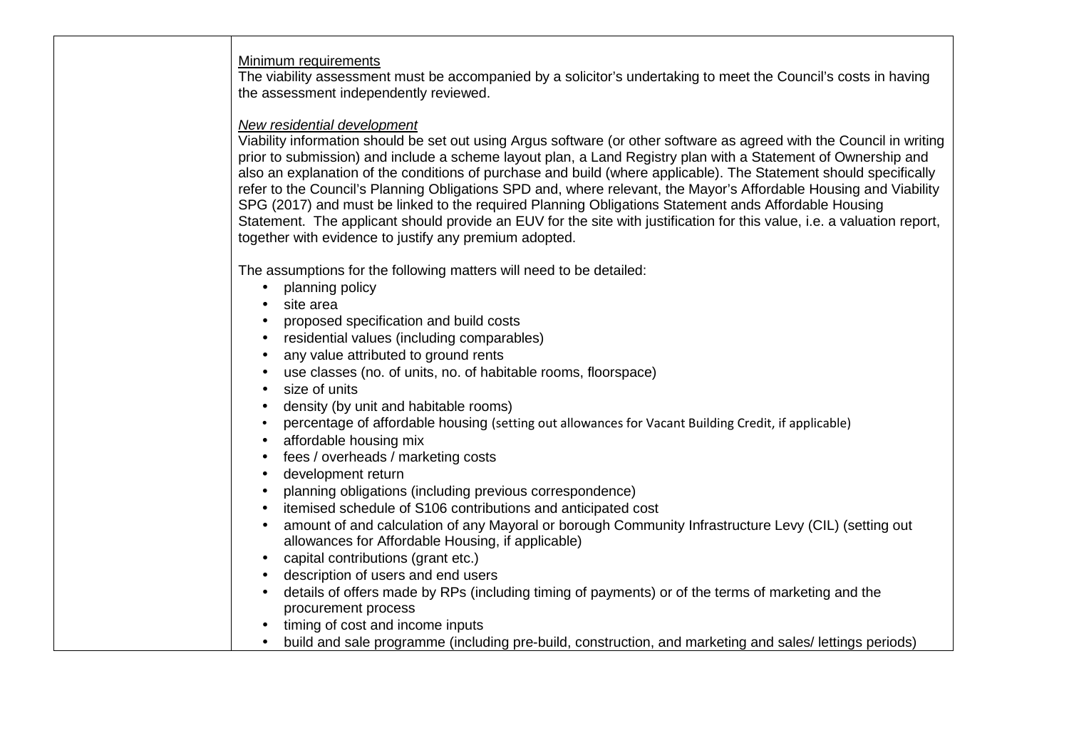| | |
|---|---|
| | <u>Minimum requirements</u><br>The viability assessment must be accompanied by a solicitor's undertaking to meet the Council's costs in having the assessment independently reviewed.<br><br>*<u>New residential development</u>*<br>Viability information should be set out using Argus software (or other software as agreed with the Council in writing prior to submission) and include a scheme layout plan, a Land Registry plan with a Statement of Ownership and also an explanation of the conditions of purchase and build (where applicable). The Statement should specifically refer to the Council's Planning Obligations SPD and, where relevant, the Mayor's Affordable Housing and Viability SPG (2017) and must be linked to the required Planning Obligations Statement ands Affordable Housing Statement. The applicant should provide an EUV for the site with justification for this value, i.e. a valuation report, together with evidence to justify any premium adopted.<br><br>The assumptions for the following matters will need to be detailed:<br>• planning policy<br>• site area<br>• proposed specification and build costs<br>• residential values (including comparables)<br>• any value attributed to ground rents<br>• use classes (no. of units, no. of habitable rooms, floorspace)<br>• size of units<br>• density (by unit and habitable rooms)<br>• percentage of affordable housing (setting out allowances for Vacant Building Credit, if applicable)<br>• affordable housing mix<br>• fees / overheads / marketing costs<br>• development return<br>• planning obligations (including previous correspondence)<br>• itemised schedule of S106 contributions and anticipated cost<br>• amount of and calculation of any Mayoral or borough Community Infrastructure Levy (CIL) (setting out allowances for Affordable Housing, if applicable)<br>• capital contributions (grant etc.)<br>• description of users and end users<br>• details of offers made by RPs (including timing of payments) or of the terms of marketing and the procurement process<br>• timing of cost and income inputs<br>• build and sale programme (including pre-build, construction, and marketing and sales/ lettings periods) |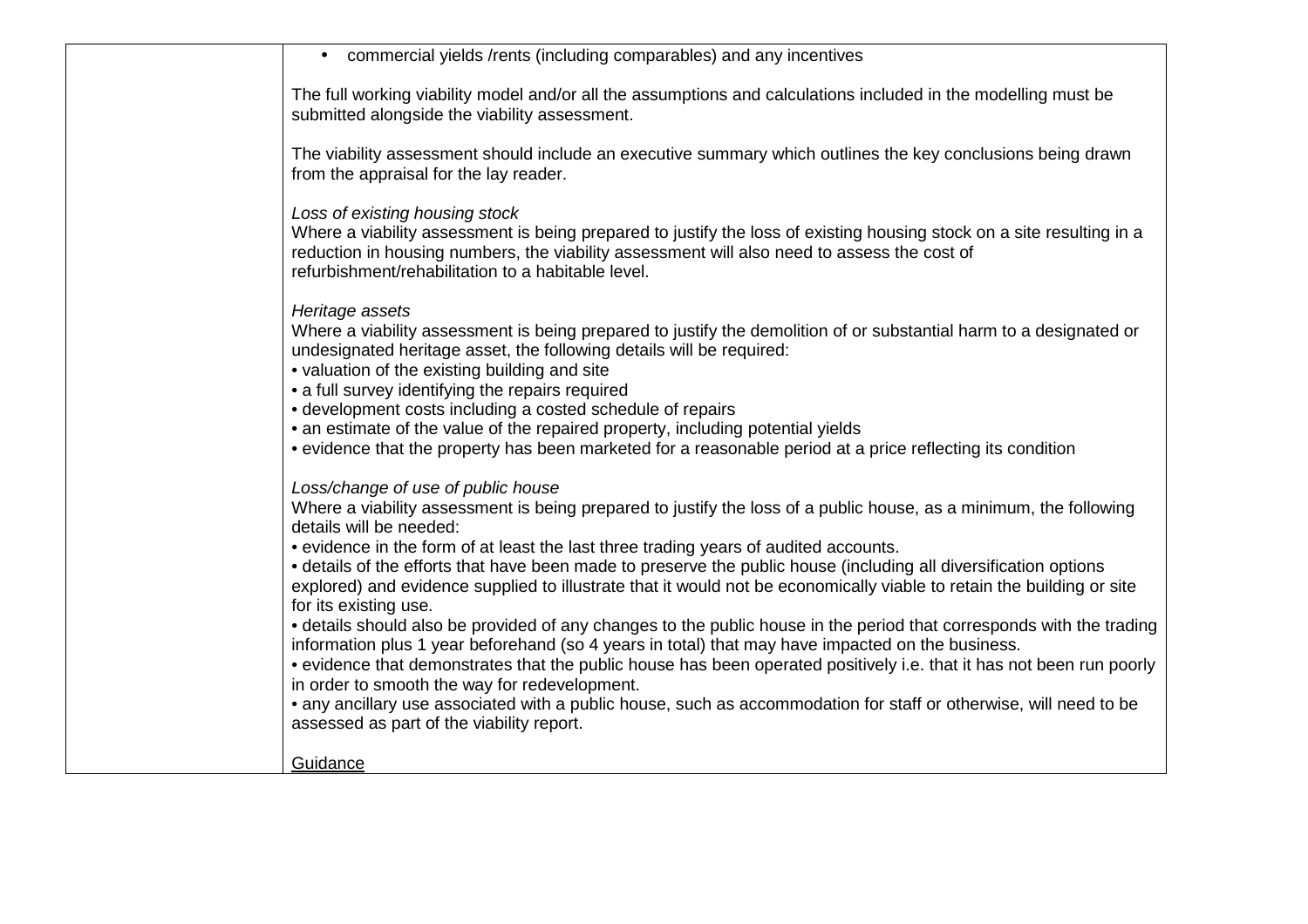| | • commercial yields /rents (including comparables) and any incentives<br><br>The full working viability model and/or all the assumptions and calculations included in the modelling must be submitted alongside the viability assessment.<br><br>The viability assessment should include an executive summary which outlines the key conclusions being drawn from the appraisal for the lay reader.<br><br>*Loss of existing housing stock*<br>Where a viability assessment is being prepared to justify the loss of existing housing stock on a site resulting in a reduction in housing numbers, the viability assessment will also need to assess the cost of refurbishment/rehabilitation to a habitable level.<br><br>*Heritage assets*<br>Where a viability assessment is being prepared to justify the demolition of or substantial harm to a designated or undesignated heritage asset, the following details will be required:<br>• valuation of the existing building and site<br>• a full survey identifying the repairs required<br>• development costs including a costed schedule of repairs<br>• an estimate of the value of the repaired property, including potential yields<br>• evidence that the property has been marketed for a reasonable period at a price reflecting its condition<br><br>*Loss/change of use of public house*<br>Where a viability assessment is being prepared to justify the loss of a public house, as a minimum, the following details will be needed:<br>• evidence in the form of at least the last three trading years of audited accounts.<br>• details of the efforts that have been made to preserve the public house (including all diversification options explored) and evidence supplied to illustrate that it would not be economically viable to retain the building or site for its existing use.<br>• details should also be provided of any changes to the public house in the period that corresponds with the trading information plus 1 year beforehand (so 4 years in total) that may have impacted on the business.<br>• evidence that demonstrates that the public house has been operated positively i.e. that it has not been run poorly in order to smooth the way for redevelopment.<br>• any ancillary use associated with a public house, such as accommodation for staff or otherwise, will need to be assessed as part of the viability report.<br><br><u>Guidance</u> |
|---|---|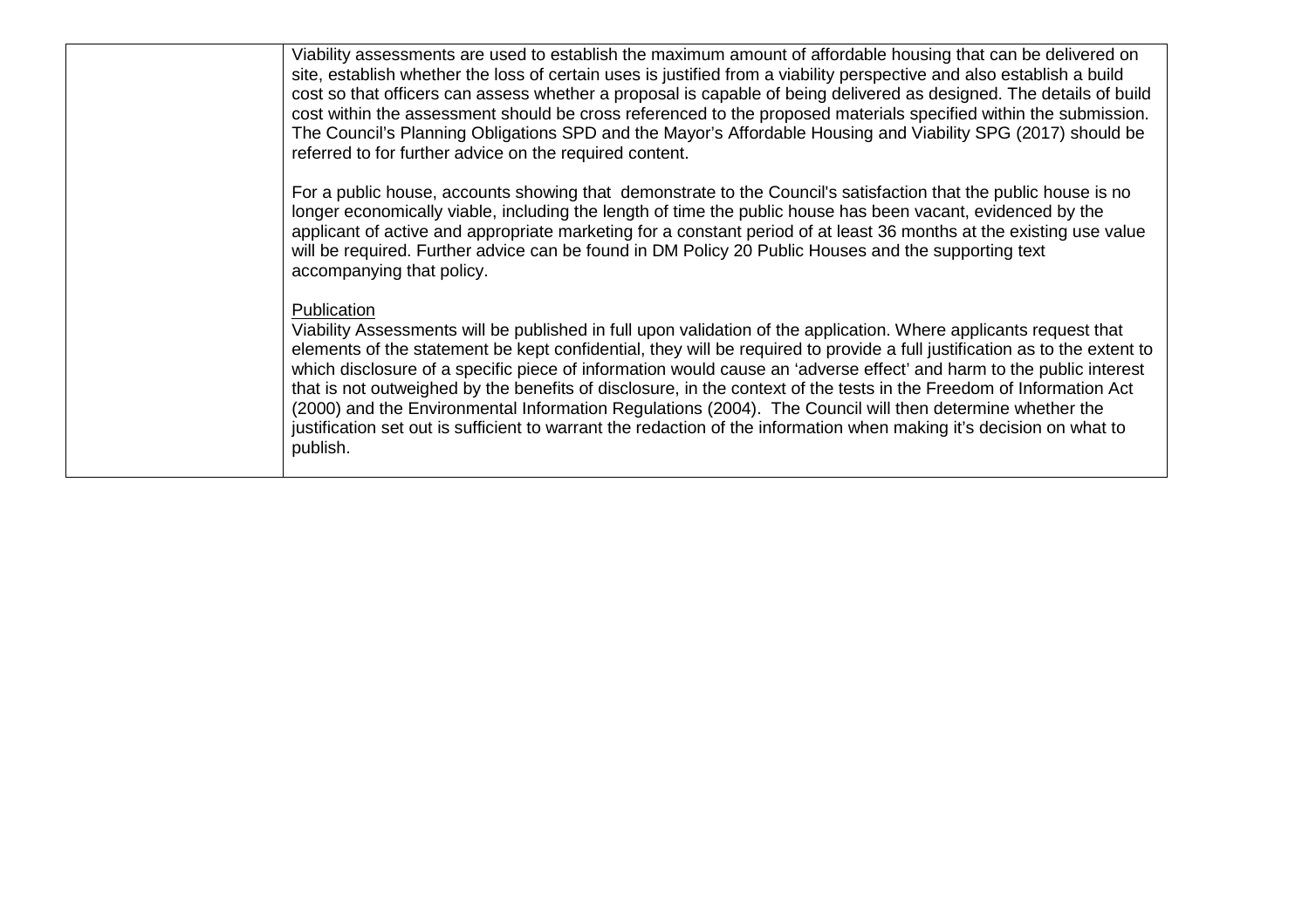| | |
|---|---|
| | Viability assessments are used to establish the maximum amount of affordable housing that can be delivered on site, establish whether the loss of certain uses is justified from a viability perspective and also establish a build cost so that officers can assess whether a proposal is capable of being delivered as designed. The details of build cost within the assessment should be cross referenced to the proposed materials specified within the submission. The Council's Planning Obligations SPD and the Mayor's Affordable Housing and Viability SPG (2017) should be referred to for further advice on the required content.<br><br>For a public house, accounts showing that demonstrate to the Council's satisfaction that the public house is no longer economically viable, including the length of time the public house has been vacant, evidenced by the applicant of active and appropriate marketing for a constant period of at least 36 months at the existing use value will be required. Further advice can be found in DM Policy 20 Public Houses and the supporting text accompanying that policy.<br><br><u>Publication</u><br>Viability Assessments will be published in full upon validation of the application. Where applicants request that elements of the statement be kept confidential, they will be required to provide a full justification as to the extent to which disclosure of a specific piece of information would cause an 'adverse effect' and harm to the public interest that is not outweighed by the benefits of disclosure, in the context of the tests in the Freedom of Information Act (2000) and the Environmental Information Regulations (2004). The Council will then determine whether the justification set out is sufficient to warrant the redaction of the information when making it's decision on what to publish. |